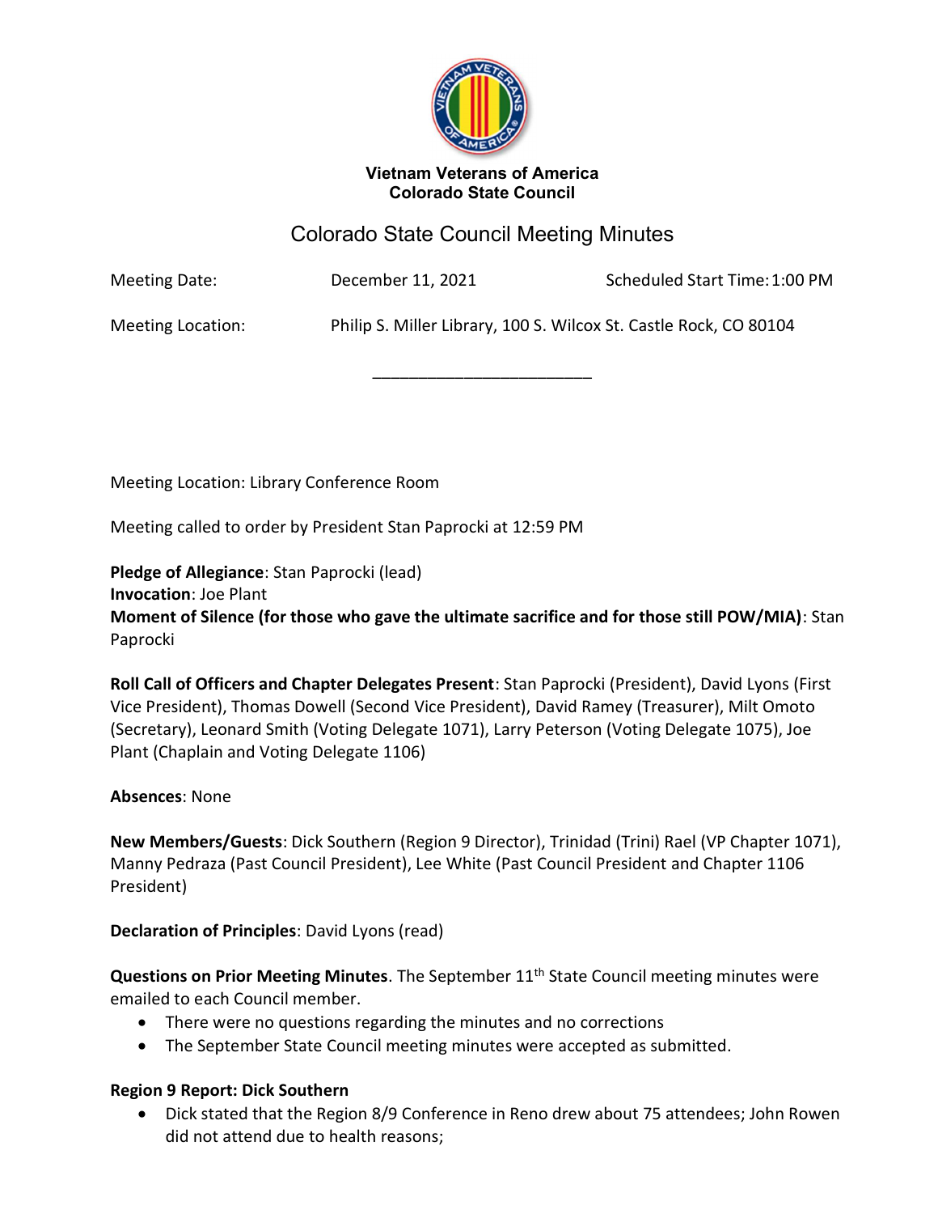**Vietnam Veterans of America**
**Colorado State Council**

# Colorado State Council Meeting Minutes

Meeting Date: December 11, 2021 Scheduled Start Time: 1:00 PM

Meeting Location: Philip S. Miller Library, 100 S. Wilcox St. Castle Rock, CO 80104

---

Meeting Location: Library Conference Room

Meeting called to order by President Stan Paprocki at 12:59 PM

**Pledge of Allegiance**: Stan Paprocki (lead)
**Invocation**: Joe Plant
**Moment of Silence (for those who gave the ultimate sacrifice and for those still POW/MIA)**: Stan Paprocki

**Roll Call of Officers and Chapter Delegates Present**: Stan Paprocki (President), David Lyons (First Vice President), Thomas Dowell (Second Vice President), David Ramey (Treasurer), Milt Omoto (Secretary), Leonard Smith (Voting Delegate 1071), Larry Peterson (Voting Delegate 1075), Joe Plant (Chaplain and Voting Delegate 1106)

**Absences**: None

**New Members/Guests**: Dick Southern (Region 9 Director), Trinidad (Trini) Rael (VP Chapter 1071), Manny Pedraza (Past Council President), Lee White (Past Council President and Chapter 1106 President)

**Declaration of Principles**: David Lyons (read)

**Questions on Prior Meeting Minutes**. The September 11th State Council meeting minutes were emailed to each Council member.

- There were no questions regarding the minutes and no corrections
- The September State Council meeting minutes were accepted as submitted.

**Region 9 Report: Dick Southern**

- Dick stated that the Region 8/9 Conference in Reno drew about 75 attendees; John Rowen did not attend due to health reasons;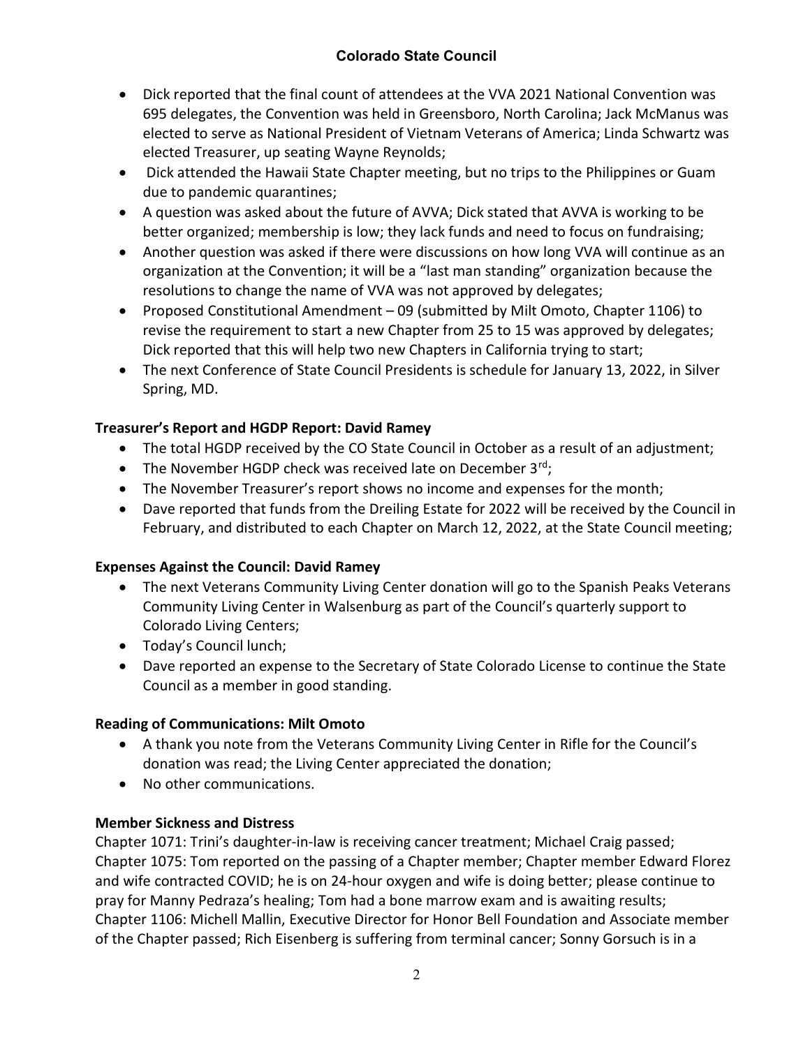- Dick reported that the final count of attendees at the VVA 2021 National Convention was 695 delegates, the Convention was held in Greensboro, North Carolina; Jack McManus was elected to serve as National President of Vietnam Veterans of America; Linda Schwartz was elected Treasurer, up seating Wayne Reynolds;
- Dick attended the Hawaii State Chapter meeting, but no trips to the Philippines or Guam due to pandemic quarantines;
- A question was asked about the future of AVVA; Dick stated that AVVA is working to be better organized; membership is low; they lack funds and need to focus on fundraising;
- Another question was asked if there were discussions on how long VVA will continue as an organization at the Convention; it will be a "last man standing" organization because the resolutions to change the name of VVA was not approved by delegates;
- Proposed Constitutional Amendment – 09 (submitted by Milt Omoto, Chapter 1106) to revise the requirement to start a new Chapter from 25 to 15 was approved by delegates; Dick reported that this will help two new Chapters in California trying to start;
- The next Conference of State Council Presidents is schedule for January 13, 2022, in Silver Spring, MD.

**Treasurer's Report and HGDP Report: David Ramey**

- The total HGDP received by the CO State Council in October as a result of an adjustment;
- The November HGDP check was received late on December 3rd;
- The November Treasurer's report shows no income and expenses for the month;
- Dave reported that funds from the Dreiling Estate for 2022 will be received by the Council in February, and distributed to each Chapter on March 12, 2022, at the State Council meeting;

**Expenses Against the Council: David Ramey**

- The next Veterans Community Living Center donation will go to the Spanish Peaks Veterans Community Living Center in Walsenburg as part of the Council's quarterly support to Colorado Living Centers;
- Today's Council lunch;
- Dave reported an expense to the Secretary of State Colorado License to continue the State Council as a member in good standing.

**Reading of Communications: Milt Omoto**

- A thank you note from the Veterans Community Living Center in Rifle for the Council's donation was read; the Living Center appreciated the donation;
- No other communications.

**Member Sickness and Distress**

Chapter 1071: Trini's daughter-in-law is receiving cancer treatment; Michael Craig passed;
Chapter 1075: Tom reported on the passing of a Chapter member; Chapter member Edward Florez and wife contracted COVID; he is on 24-hour oxygen and wife is doing better; please continue to pray for Manny Pedraza's healing; Tom had a bone marrow exam and is awaiting results;
Chapter 1106: Michell Mallin, Executive Director for Honor Bell Foundation and Associate member of the Chapter passed; Rich Eisenberg is suffering from terminal cancer; Sonny Gorsuch is in a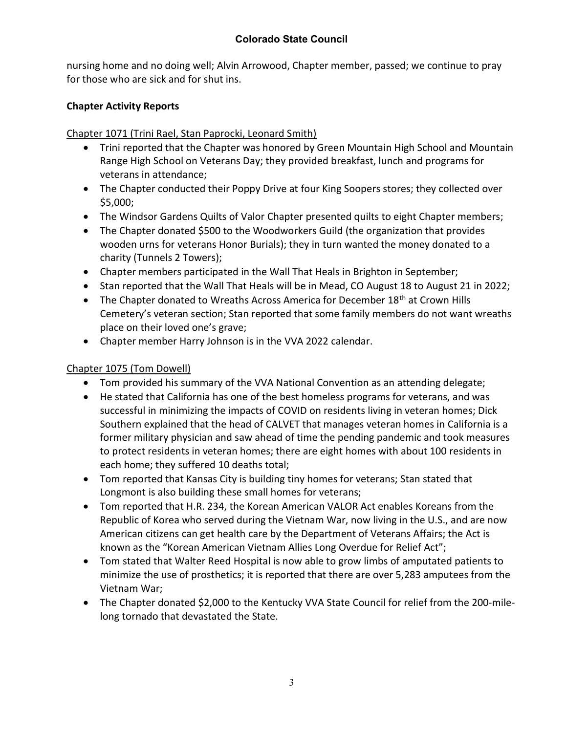nursing home and no doing well; Alvin Arrowood, Chapter member, passed; we continue to pray for those who are sick and for shut ins.

**Chapter Activity Reports**

Chapter 1071 (Trini Rael, Stan Paprocki, Leonard Smith)

- Trini reported that the Chapter was honored by Green Mountain High School and Mountain Range High School on Veterans Day; they provided breakfast, lunch and programs for veterans in attendance;
- The Chapter conducted their Poppy Drive at four King Soopers stores; they collected over $5,000;
- The Windsor Gardens Quilts of Valor Chapter presented quilts to eight Chapter members;
- The Chapter donated $500 to the Woodworkers Guild (the organization that provides wooden urns for veterans Honor Burials); they in turn wanted the money donated to a charity (Tunnels 2 Towers);
- Chapter members participated in the Wall That Heals in Brighton in September;
- Stan reported that the Wall That Heals will be in Mead, CO August 18 to August 21 in 2022;
- The Chapter donated to Wreaths Across America for December 18th at Crown Hills Cemetery's veteran section; Stan reported that some family members do not want wreaths place on their loved one's grave;
- Chapter member Harry Johnson is in the VVA 2022 calendar.

Chapter 1075 (Tom Dowell)

- Tom provided his summary of the VVA National Convention as an attending delegate;
- He stated that California has one of the best homeless programs for veterans, and was successful in minimizing the impacts of COVID on residents living in veteran homes; Dick Southern explained that the head of CALVET that manages veteran homes in California is a former military physician and saw ahead of time the pending pandemic and took measures to protect residents in veteran homes; there are eight homes with about 100 residents in each home; they suffered 10 deaths total;
- Tom reported that Kansas City is building tiny homes for veterans; Stan stated that Longmont is also building these small homes for veterans;
- Tom reported that H.R. 234, the Korean American VALOR Act enables Koreans from the Republic of Korea who served during the Vietnam War, now living in the U.S., and are now American citizens can get health care by the Department of Veterans Affairs; the Act is known as the "Korean American Vietnam Allies Long Overdue for Relief Act";
- Tom stated that Walter Reed Hospital is now able to grow limbs of amputated patients to minimize the use of prosthetics; it is reported that there are over 5,283 amputees from the Vietnam War;
- The Chapter donated $2,000 to the Kentucky VVA State Council for relief from the 200-mile-long tornado that devastated the State.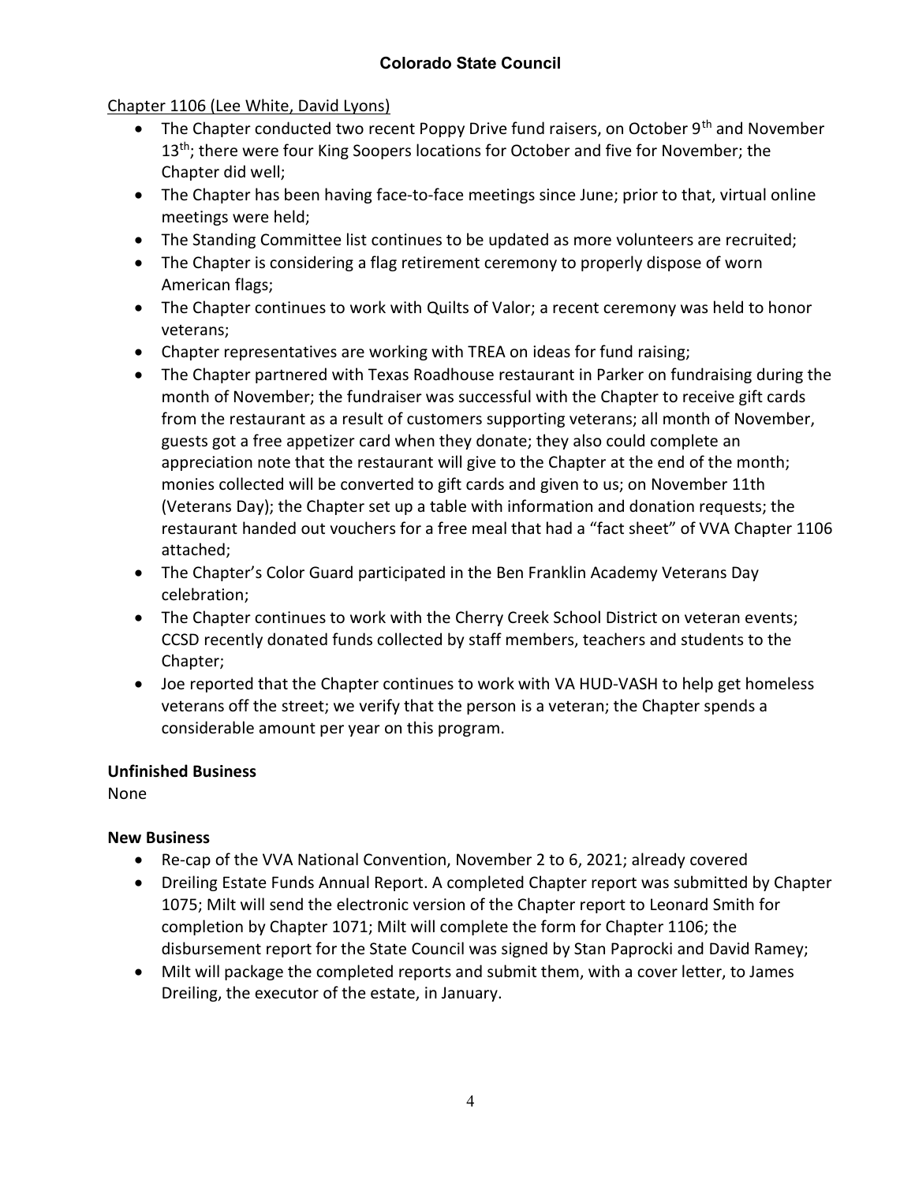Chapter 1106 (Lee White, David Lyons)

- The Chapter conducted two recent Poppy Drive fund raisers, on October 9th and November 13th; there were four King Soopers locations for October and five for November; the Chapter did well;
- The Chapter has been having face-to-face meetings since June; prior to that, virtual online meetings were held;
- The Standing Committee list continues to be updated as more volunteers are recruited;
- The Chapter is considering a flag retirement ceremony to properly dispose of worn American flags;
- The Chapter continues to work with Quilts of Valor; a recent ceremony was held to honor veterans;
- Chapter representatives are working with TREA on ideas for fund raising;
- The Chapter partnered with Texas Roadhouse restaurant in Parker on fundraising during the month of November; the fundraiser was successful with the Chapter to receive gift cards from the restaurant as a result of customers supporting veterans; all month of November, guests got a free appetizer card when they donate; they also could complete an appreciation note that the restaurant will give to the Chapter at the end of the month; monies collected will be converted to gift cards and given to us; on November 11th (Veterans Day); the Chapter set up a table with information and donation requests; the restaurant handed out vouchers for a free meal that had a "fact sheet" of VVA Chapter 1106 attached;
- The Chapter's Color Guard participated in the Ben Franklin Academy Veterans Day celebration;
- The Chapter continues to work with the Cherry Creek School District on veteran events; CCSD recently donated funds collected by staff members, teachers and students to the Chapter;
- Joe reported that the Chapter continues to work with VA HUD-VASH to help get homeless veterans off the street; we verify that the person is a veteran; the Chapter spends a considerable amount per year on this program.

**Unfinished Business**

None

**New Business**

- Re-cap of the VVA National Convention, November 2 to 6, 2021; already covered
- Dreiling Estate Funds Annual Report. A completed Chapter report was submitted by Chapter 1075; Milt will send the electronic version of the Chapter report to Leonard Smith for completion by Chapter 1071; Milt will complete the form for Chapter 1106; the disbursement report for the State Council was signed by Stan Paprocki and David Ramey;
- Milt will package the completed reports and submit them, with a cover letter, to James Dreiling, the executor of the estate, in January.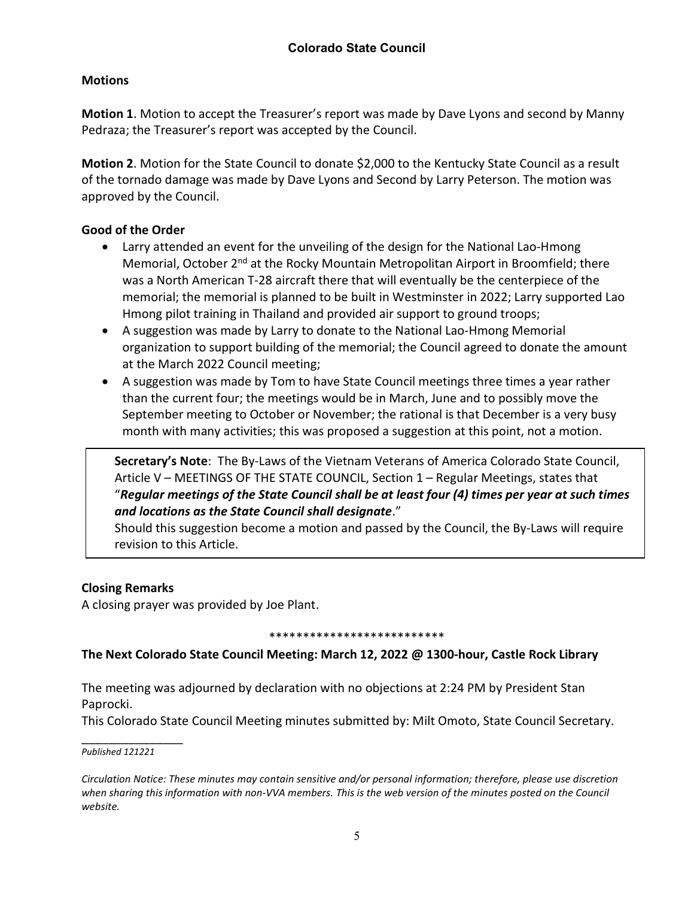## Colorado State Council

### Motions

**Motion 1**. Motion to accept the Treasurer's report was made by Dave Lyons and second by Manny Pedraza; the Treasurer's report was accepted by the Council.

**Motion 2**. Motion for the State Council to donate $2,000 to the Kentucky State Council as a result of the tornado damage was made by Dave Lyons and Second by Larry Peterson. The motion was approved by the Council.

### Good of the Order

- Larry attended an event for the unveiling of the design for the National Lao-Hmong Memorial, October 2nd at the Rocky Mountain Metropolitan Airport in Broomfield; there was a North American T-28 aircraft there that will eventually be the centerpiece of the memorial; the memorial is planned to be built in Westminster in 2022; Larry supported Lao Hmong pilot training in Thailand and provided air support to ground troops;
- A suggestion was made by Larry to donate to the National Lao-Hmong Memorial organization to support building of the memorial; the Council agreed to donate the amount at the March 2022 Council meeting;
- A suggestion was made by Tom to have State Council meetings three times a year rather than the current four; the meetings would be in March, June and to possibly move the September meeting to October or November; the rational is that December is a very busy month with many activities; this was proposed a suggestion at this point, not a motion.

> **Secretary's Note**: The By-Laws of the Vietnam Veterans of America Colorado State Council, Article V – MEETINGS OF THE STATE COUNCIL, Section 1 – Regular Meetings, states that "***Regular meetings of the State Council shall be at least four (4) times per year at such times and locations as the State Council shall designate***."
> Should this suggestion become a motion and passed by the Council, the By-Laws will require revision to this Article.

### Closing Remarks

A closing prayer was provided by Joe Plant.

**************************

**The Next Colorado State Council Meeting: March 12, 2022 @ 1300-hour, Castle Rock Library**

The meeting was adjourned by declaration with no objections at 2:24 PM by President Stan Paprocki.

This Colorado State Council Meeting minutes submitted by: Milt Omoto, State Council Secretary.

________________

*Published 121221*

*Circulation Notice: These minutes may contain sensitive and/or personal information; therefore, please use discretion when sharing this information with non-VVA members. This is the web version of the minutes posted on the Council website.*